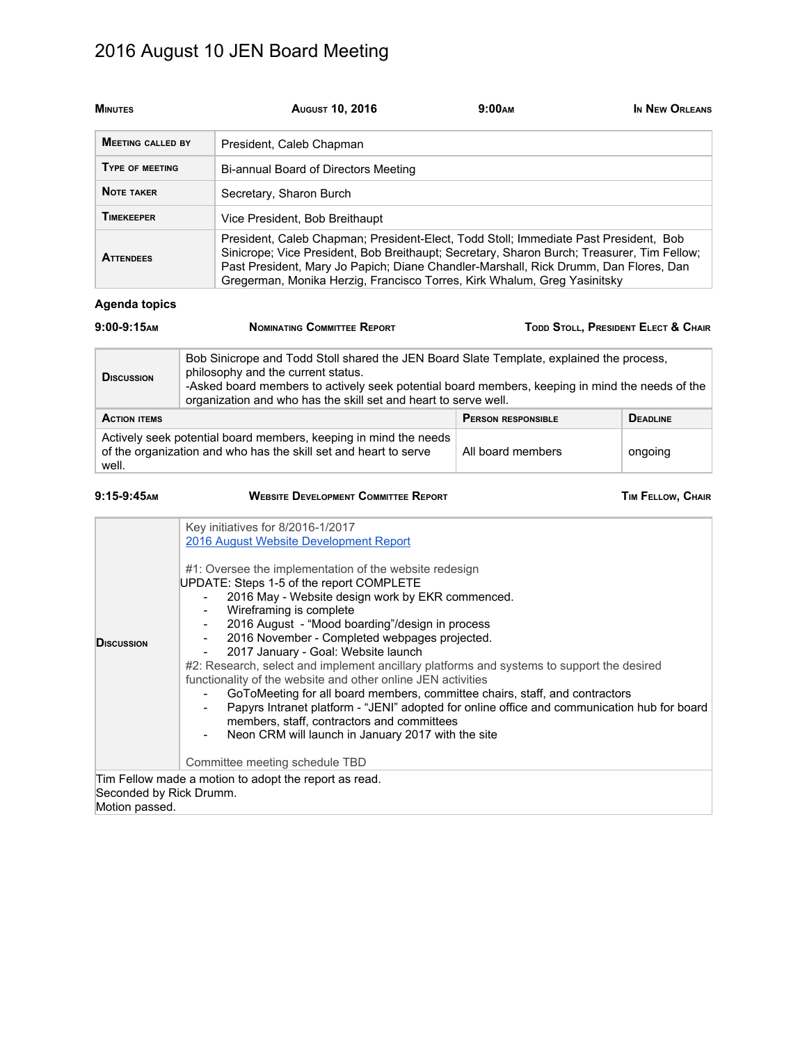# 2016 August 10 JEN Board Meeting

| MINUTES | AUGUST 10, 2016 | 9:00AM | IN NEW ORLEANS |
|---|---|---|---|

| | |
|---|---|
| **MEETING CALLED BY** | President, Caleb Chapman |
| **TYPE OF MEETING** | Bi-annual Board of Directors Meeting |
| **NOTE TAKER** | Secretary, Sharon Burch |
| **TIMEKEEPER** | Vice President, Bob Breithaupt |
| **ATTENDEES** | President, Caleb Chapman; President-Elect, Todd Stoll; Immediate Past President, Bob Sinicrope; Vice President, Bob Breithaupt; Secretary, Sharon Burch; Treasurer, Tim Fellow; Past President, Mary Jo Papich; Diane Chandler-Marshall, Rick Drumm, Dan Flores, Dan Gregerman, Monika Herzig, Francisco Torres, Kirk Whalum, Greg Yasinitsky |

## Agenda topics

**9:00-9:15AM** | **NOMINATING COMMITTEE REPORT** | **TODD STOLL, PRESIDENT ELECT & CHAIR**

| | | |
|---|---|---|
| **DISCUSSION** | Bob Sinicrope and Todd Stoll shared the JEN Board Slate Template, explained the process, philosophy and the current status.<br>-Asked board members to actively seek potential board members, keeping in mind the needs of the organization and who has the skill set and heart to serve well. | |
| **ACTION ITEMS** | **PERSON RESPONSIBLE** | **DEADLINE** |
| Actively seek potential board members, keeping in mind the needs of the organization and who has the skill set and heart to serve well. | All board members | ongoing |

**9:15-9:45AM** | **WEBSITE DEVELOPMENT COMMITTEE REPORT** | **TIM FELLOW, CHAIR**

**DISCUSSION**

Key initiatives for 8/2016-1/2017
[2016 August Website Development Report]

#1: Oversee the implementation of the website redesign
UPDATE: Steps 1-5 of the report COMPLETE
- 2016 May - Website design work by EKR commenced.
- Wireframing is complete
- 2016 August - "Mood boarding"/design in process
- 2016 November - Completed webpages projected.
- 2017 January - Goal: Website launch

#2: Research, select and implement ancillary platforms and systems to support the desired functionality of the website and other online JEN activities
- GoToMeeting for all board members, committee chairs, staff, and contractors
- Papyrs Intranet platform - "JENI" adopted for online office and communication hub for board members, staff, contractors and committees
- Neon CRM will launch in January 2017 with the site

Committee meeting schedule TBD

Tim Fellow made a motion to adopt the report as read.
Seconded by Rick Drumm.
Motion passed.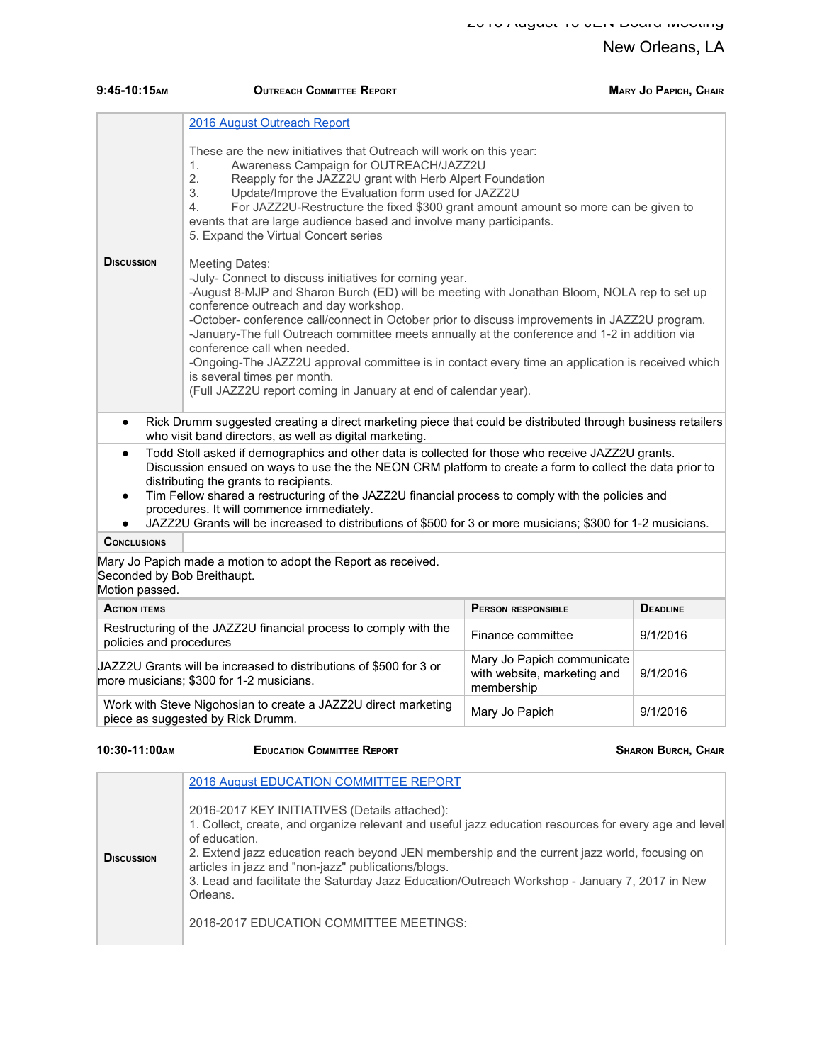New Orleans, LA

**9:45-10:15AM** **OUTREACH COMMITTEE REPORT** **MARY JO PAPICH, CHAIR**

**DISCUSSION**

2016 August Outreach Report

These are the new initiatives that Outreach will work on this year:
1. Awareness Campaign for OUTREACH/JAZZ2U
2. Reapply for the JAZZ2U grant with Herb Alpert Foundation
3. Update/Improve the Evaluation form used for JAZZ2U
4. For JAZZ2U-Restructure the fixed $300 grant amount amount so more can be given to events that are large audience based and involve many participants.
5. Expand the Virtual Concert series

Meeting Dates:
-July- Connect to discuss initiatives for coming year.
-August 8-MJP and Sharon Burch (ED) will be meeting with Jonathan Bloom, NOLA rep to set up conference outreach and day workshop.
-October- conference call/connect in October prior to discuss improvements in JAZZ2U program.
-January-The full Outreach committee meets annually at the conference and 1-2 in addition via conference call when needed.
-Ongoing-The JAZZ2U approval committee is in contact every time an application is received which is several times per month.
(Full JAZZ2U report coming in January at end of calendar year).

- Rick Drumm suggested creating a direct marketing piece that could be distributed through business retailers who visit band directors, as well as digital marketing.

- Todd Stoll asked if demographics and other data is collected for those who receive JAZZ2U grants. Discussion ensued on ways to use the the NEON CRM platform to create a form to collect the data prior to distributing the grants to recipients.
- Tim Fellow shared a restructuring of the JAZZ2U financial process to comply with the policies and procedures. It will commence immediately.
- JAZZ2U Grants will be increased to distributions of $500 for 3 or more musicians; $300 for 1-2 musicians.

**CONCLUSIONS**

Mary Jo Papich made a motion to adopt the Report as received.
Seconded by Bob Breithaupt.
Motion passed.

| ACTION ITEMS | PERSON RESPONSIBLE | DEADLINE |
|---|---|---|
| Restructuring of the JAZZ2U financial process to comply with the policies and procedures | Finance committee | 9/1/2016 |
| JAZZ2U Grants will be increased to distributions of $500 for 3 or more musicians; $300 for 1-2 musicians. | Mary Jo Papich communicate with website, marketing and membership | 9/1/2016 |
| Work with Steve Nigohosian to create a JAZZ2U direct marketing piece as suggested by Rick Drumm. | Mary Jo Papich | 9/1/2016 |

**10:30-11:00AM** **EDUCATION COMMITTEE REPORT** **SHARON BURCH, CHAIR**

**DISCUSSION**

2016 August EDUCATION COMMITTEE REPORT

2016-2017 KEY INITIATIVES (Details attached):
1. Collect, create, and organize relevant and useful jazz education resources for every age and level of education.
2. Extend jazz education reach beyond JEN membership and the current jazz world, focusing on articles in jazz and "non-jazz" publications/blogs.
3. Lead and facilitate the Saturday Jazz Education/Outreach Workshop - January 7, 2017 in New Orleans.

2016-2017 EDUCATION COMMITTEE MEETINGS: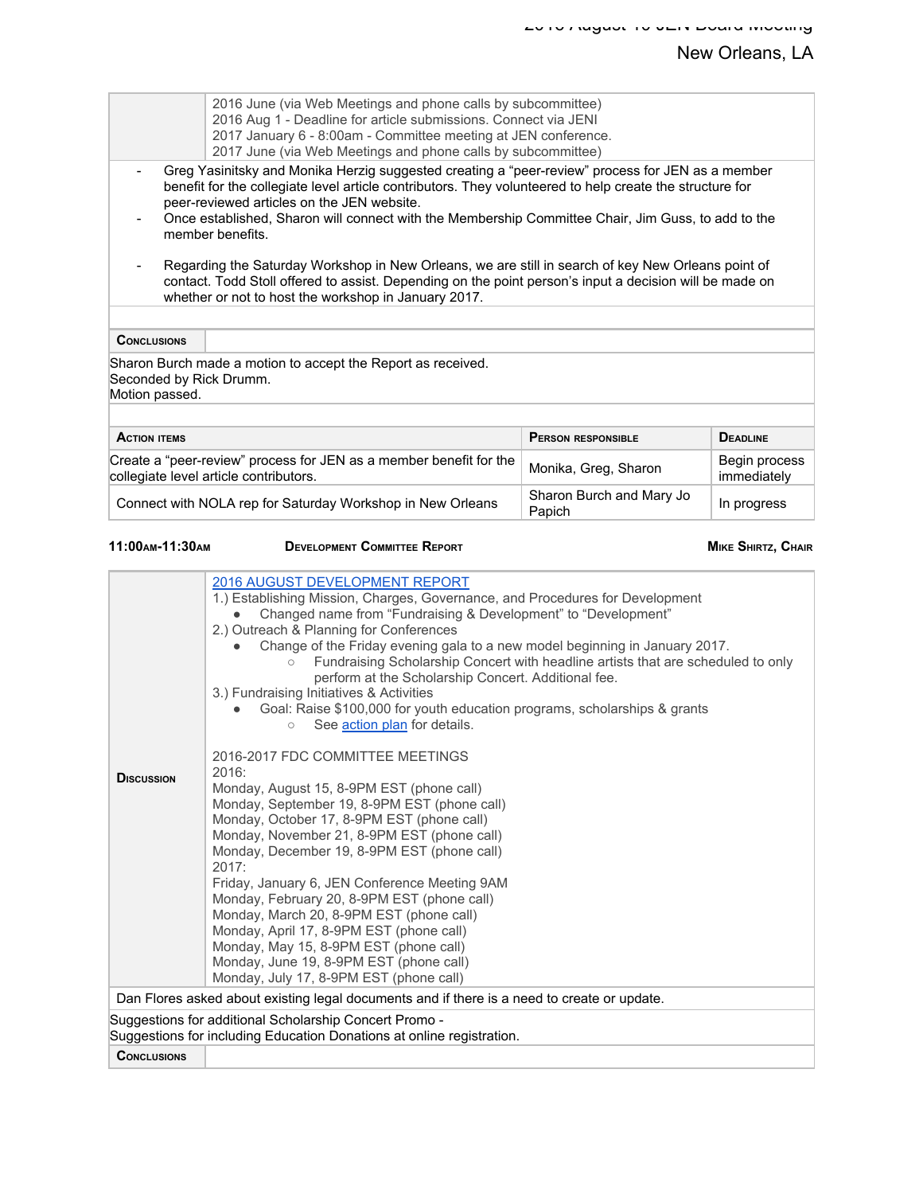| | |
|---|---|
| | 2016 June (via Web Meetings and phone calls by subcommittee)<br>2016 Aug 1 - Deadline for article submissions. Connect via JENI<br>2017 January 6 - 8:00am - Committee meeting at JEN conference.<br>2017 June (via Web Meetings and phone calls by subcommittee) |

- Greg Yasinitsky and Monika Herzig suggested creating a "peer-review" process for JEN as a member benefit for the collegiate level article contributors. They volunteered to help create the structure for peer-reviewed articles on the JEN website.
- Once established, Sharon will connect with the Membership Committee Chair, Jim Guss, to add to the member benefits.
- Regarding the Saturday Workshop in New Orleans, we are still in search of key New Orleans point of contact. Todd Stoll offered to assist. Depending on the point person's input a decision will be made on whether or not to host the workshop in January 2017.

**Conclusions**

Sharon Burch made a motion to accept the Report as received.
Seconded by Rick Drumm.
Motion passed.

| Action items | Person responsible | Deadline |
|---|---|---|
| Create a "peer-review" process for JEN as a member benefit for the collegiate level article contributors. | Monika, Greg, Sharon | Begin process immediately |
| Connect with NOLA rep for Saturday Workshop in New Orleans | Sharon Burch and Mary Jo Papich | In progress |

**11:00am-11:30am** **Development Committee Report** **Mike Shirtz, Chair**

**Discussion**

2016 AUGUST DEVELOPMENT REPORT

1.) Establishing Mission, Charges, Governance, and Procedures for Development
- Changed name from "Fundraising & Development" to "Development"

2.) Outreach & Planning for Conferences
- Change of the Friday evening gala to a new model beginning in January 2017.
  - Fundraising Scholarship Concert with headline artists that are scheduled to only perform at the Scholarship Concert. Additional fee.

3.) Fundraising Initiatives & Activities
- Goal: Raise $100,000 for youth education programs, scholarships & grants
  - See action plan for details.

2016-2017 FDC COMMITTEE MEETINGS
2016:
Monday, August 15, 8-9PM EST (phone call)
Monday, September 19, 8-9PM EST (phone call)
Monday, October 17, 8-9PM EST (phone call)
Monday, November 21, 8-9PM EST (phone call)
Monday, December 19, 8-9PM EST (phone call)
2017:
Friday, January 6, JEN Conference Meeting 9AM
Monday, February 20, 8-9PM EST (phone call)
Monday, March 20, 8-9PM EST (phone call)
Monday, April 17, 8-9PM EST (phone call)
Monday, May 15, 8-9PM EST (phone call)
Monday, June 19, 8-9PM EST (phone call)
Monday, July 17, 8-9PM EST (phone call)

Dan Flores asked about existing legal documents and if there is a need to create or update.

Suggestions for additional Scholarship Concert Promo -
Suggestions for including Education Donations at online registration.

**Conclusions**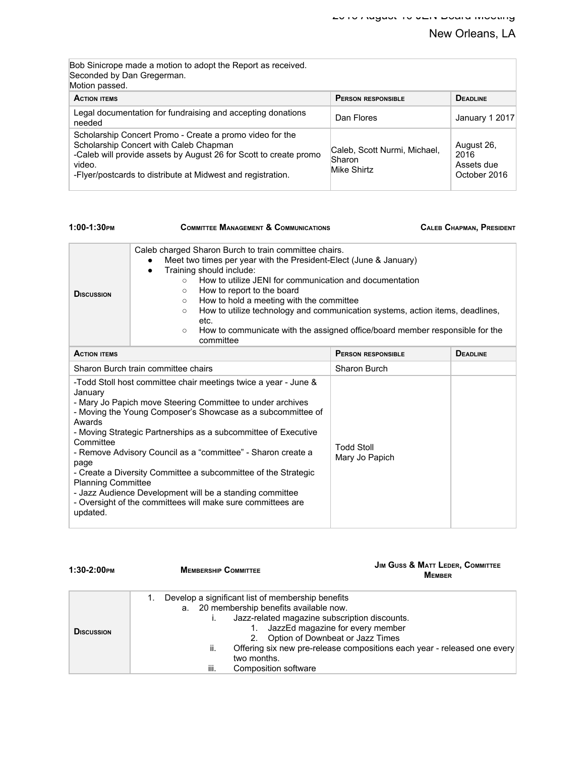| Bob Sinicrope made a motion to adopt the Report as received.<br>Seconded by Dan Gregerman.<br>Motion passed. | | |
|---|---|---|
| **Action items** | **Person responsible** | **Deadline** |
| Legal documentation for fundraising and accepting donations needed | Dan Flores | January 1 2017 |
| Scholarship Concert Promo - Create a promo video for the Scholarship Concert with Caleb Chapman<br>-Caleb will provide assets by August 26 for Scott to create promo video.<br>-Flyer/postcards to distribute at Midwest and registration. | Caleb, Scott Nurmi, Michael, Sharon<br>Mike Shirtz | August 26, 2016<br>Assets due October 2016 |

**1:00-1:30pm** **Committee Management & Communications** **Caleb Chapman, President**

| **Discussion** | Caleb charged Sharon Burch to train committee chairs.<br>● Meet two times per year with the President-Elect (June & January)<br>● Training should include:<br>○ How to utilize JENI for communication and documentation<br>○ How to report to the board<br>○ How to hold a meeting with the committee<br>○ How to utilize technology and communication systems, action items, deadlines, etc.<br>○ How to communicate with the assigned office/board member responsible for the committee |
|---|---|

| **Action items** | **Person responsible** | **Deadline** |
|---|---|---|
| Sharon Burch train committee chairs | Sharon Burch | |
| -Todd Stoll host committee chair meetings twice a year - June & January<br>- Mary Jo Papich move Steering Committee to under archives<br>- Moving the Young Composer's Showcase as a subcommittee of Awards<br>- Moving Strategic Partnerships as a subcommittee of Executive Committee<br>- Remove Advisory Council as a "committee" - Sharon create a page<br>- Create a Diversity Committee a subcommittee of the Strategic Planning Committee<br>- Jazz Audience Development will be a standing committee<br>- Oversight of the committees will make sure committees are updated. | Todd Stoll<br>Mary Jo Papich | |

**1:30-2:00pm** **Membership Committee** **Jim Guss & Matt Leder, Committee Member**

| **Discussion** | 1. Develop a significant list of membership benefits<br>a. 20 membership benefits available now.<br>i. Jazz-related magazine subscription discounts.<br>1. JazzEd magazine for every member<br>2. Option of Downbeat or Jazz Times<br>ii. Offering six new pre-release compositions each year - released one every two months.<br>iii. Composition software |
|---|---|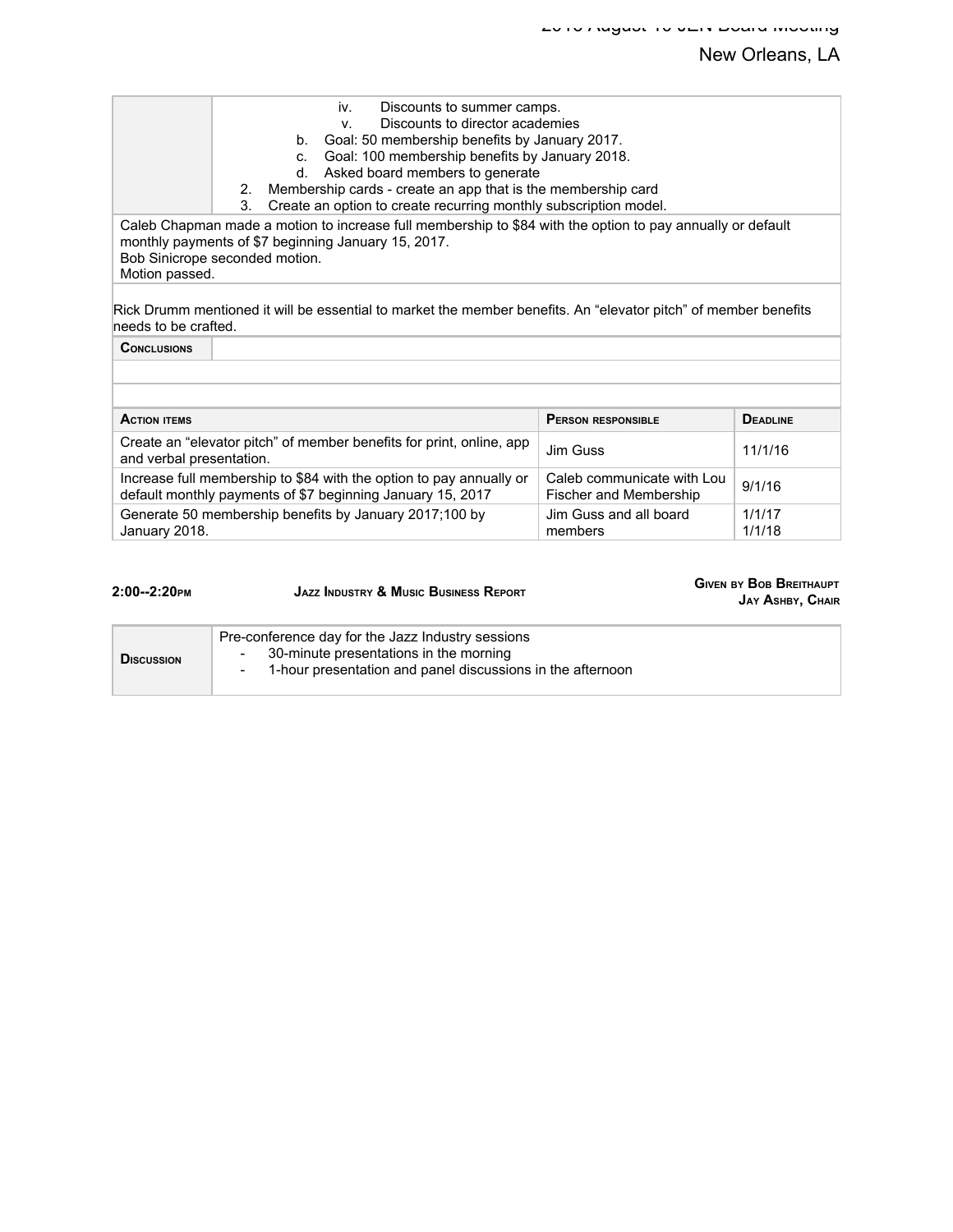| | iv. Discounts to summer camps.<br>v. Discounts to director academies<br>b. Goal: 50 membership benefits by January 2017.<br>c. Goal: 100 membership benefits by January 2018.<br>d. Asked board members to generate<br>2. Membership cards - create an app that is the membership card<br>3. Create an option to create recurring monthly subscription model. |
|---|---|

Caleb Chapman made a motion to increase full membership to $84 with the option to pay annually or default monthly payments of $7 beginning January 15, 2017.
Bob Sinicrope seconded motion.
Motion passed.

Rick Drumm mentioned it will be essential to market the member benefits. An "elevator pitch" of member benefits needs to be crafted.

| **Conclusions** | |
|---|---|
| | |
| | |

| **Action items** | **Person responsible** | **Deadline** |
|---|---|---|
| Create an "elevator pitch" of member benefits for print, online, app and verbal presentation. | Jim Guss | 11/1/16 |
| Increase full membership to $84 with the option to pay annually or default monthly payments of $7 beginning January 15, 2017 | Caleb communicate with Lou Fischer and Membership | 9/1/16 |
| Generate 50 membership benefits by January 2017;100 by January 2018. | Jim Guss and all board members | 1/1/17<br>1/1/18 |

**2:00--2:20pm** **Jazz Industry & Music Business Report** **Given by Bob Breithaupt, Jay Ashby, Chair**

| **Discussion** | Pre-conference day for the Jazz Industry sessions<br>- 30-minute presentations in the morning<br>- 1-hour presentation and panel discussions in the afternoon |
|---|---|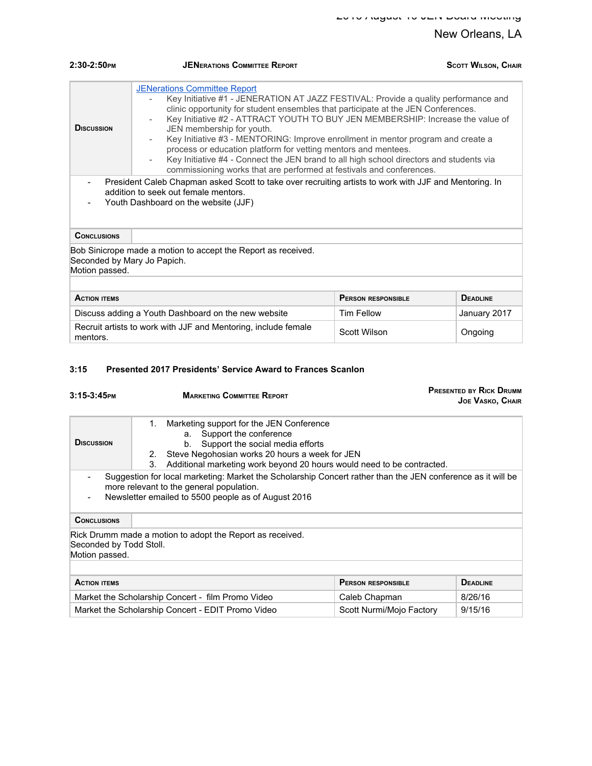New Orleans, LA

| **2:30-2:50PM** | **JENERATIONS COMMITTEE REPORT** | **SCOTT WILSON, CHAIR** |
|---|---|---|

| **DISCUSSION** | JENerations Committee Report<br>- Key Initiative #1 - JENERATION AT JAZZ FESTIVAL: Provide a quality performance and clinic opportunity for student ensembles that participate at the JEN Conferences.<br>- Key Initiative #2 - ATTRACT YOUTH TO BUY JEN MEMBERSHIP: Increase the value of JEN membership for youth.<br>- Key Initiative #3 - MENTORING: Improve enrollment in mentor program and create a process or education platform for vetting mentors and mentees.<br>- Key Initiative #4 - Connect the JEN brand to all high school directors and students via commissioning works that are performed at festivals and conferences. |
|---|---|

- President Caleb Chapman asked Scott to take over recruiting artists to work with JJF and Mentoring. In addition to seek out female mentors.
- Youth Dashboard on the website (JJF)

**CONCLUSIONS**

Bob Sinicrope made a motion to accept the Report as received.
Seconded by Mary Jo Papich.
Motion passed.

| **ACTION ITEMS** | **PERSON RESPONSIBLE** | **DEADLINE** |
|---|---|---|
| Discuss adding a Youth Dashboard on the new website | Tim Fellow | January 2017 |
| Recruit artists to work with JJF and Mentoring, include female mentors. | Scott Wilson | Ongoing |

**3:15 Presented 2017 Presidents' Service Award to Frances Scanlon**

| **3:15-3:45PM** | **MARKETING COMMITTEE REPORT** | **PRESENTED BY RICK DRUMM**<br>**JOE VASKO, CHAIR** |
|---|---|---|

| **DISCUSSION** | 1. Marketing support for the JEN Conference<br>  a. Support the conference<br>  b. Support the social media efforts<br>2. Steve Negohosian works 20 hours a week for JEN<br>3. Additional marketing work beyond 20 hours would need to be contracted. |
|---|---|

- Suggestion for local marketing: Market the Scholarship Concert rather than the JEN conference as it will be more relevant to the general population.
- Newsletter emailed to 5500 people as of August 2016

**CONCLUSIONS**

Rick Drumm made a motion to adopt the Report as received.
Seconded by Todd Stoll.
Motion passed.

| **ACTION ITEMS** | **PERSON RESPONSIBLE** | **DEADLINE** |
|---|---|---|
| Market the Scholarship Concert - film Promo Video | Caleb Chapman | 8/26/16 |
| Market the Scholarship Concert - EDIT Promo Video | Scott Nurmi/Mojo Factory | 9/15/16 |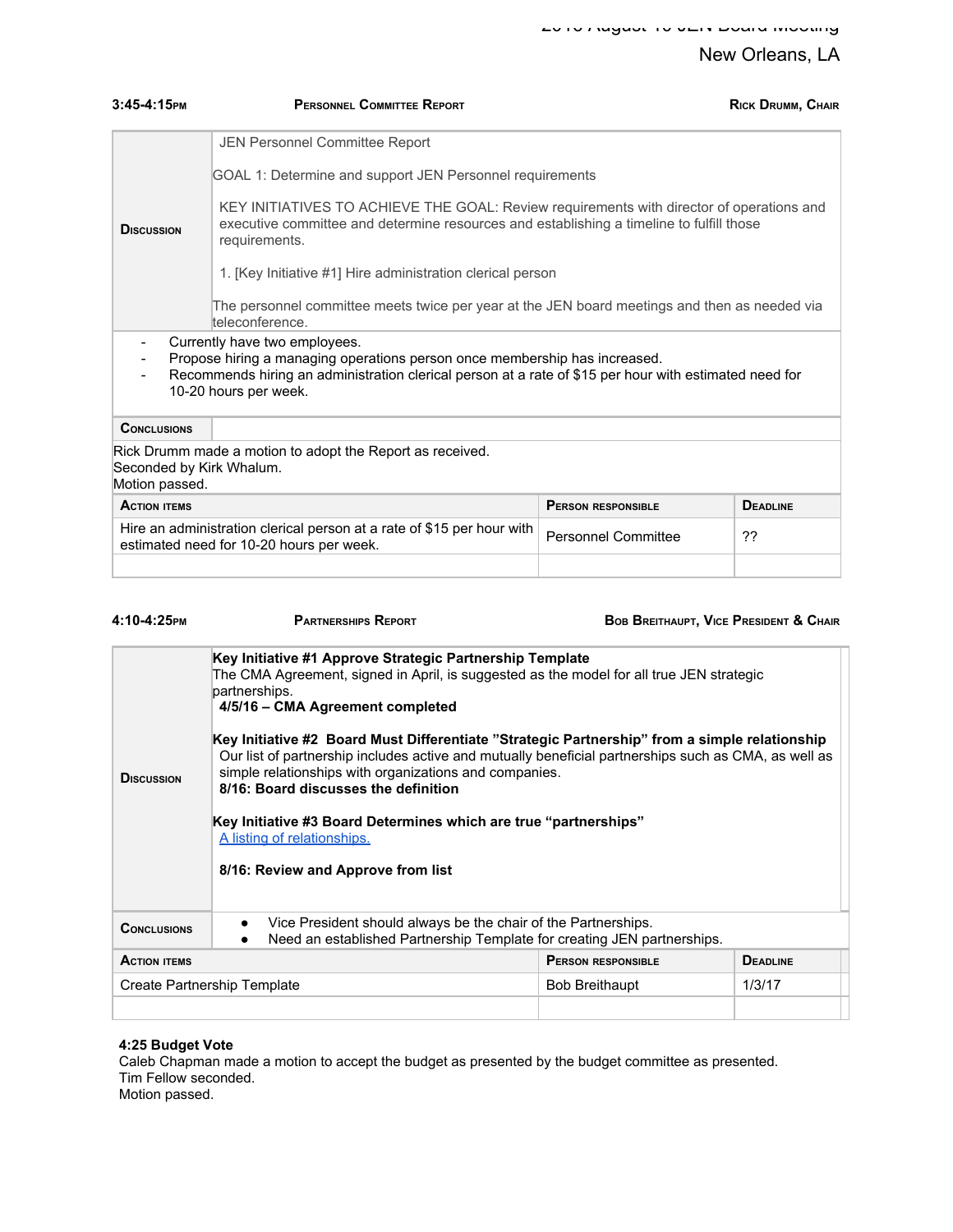New Orleans, LA

**3:45-4:15PM** | **PERSONNEL COMMITTEE REPORT** | **RICK DRUMM, CHAIR**

**DISCUSSION**

JEN Personnel Committee Report

GOAL 1: Determine and support JEN Personnel requirements

KEY INITIATIVES TO ACHIEVE THE GOAL: Review requirements with director of operations and executive committee and determine resources and establishing a timeline to fulfill those requirements.

1. [Key Initiative #1] Hire administration clerical person

The personnel committee meets twice per year at the JEN board meetings and then as needed via teleconference.

- Currently have two employees.
- Propose hiring a managing operations person once membership has increased.
- Recommends hiring an administration clerical person at a rate of $15 per hour with estimated need for 10-20 hours per week.

**CONCLUSIONS**

Rick Drumm made a motion to adopt the Report as received.
Seconded by Kirk Whalum.
Motion passed.

| **ACTION ITEMS** | **PERSON RESPONSIBLE** | **DEADLINE** |
|---|---|---|
| Hire an administration clerical person at a rate of $15 per hour with estimated need for 10-20 hours per week. | Personnel Committee | ?? |
| | | |

**4:10-4:25PM** | **PARTNERSHIPS REPORT** | **BOB BREITHAUPT, VICE PRESIDENT & CHAIR**

**DISCUSSION**

**Key Initiative #1 Approve Strategic Partnership Template**
The CMA Agreement, signed in April, is suggested as the model for all true JEN strategic partnerships.
**4/5/16 – CMA Agreement completed**

**Key Initiative #2 Board Must Differentiate "Strategic Partnership" from a simple relationship**
Our list of partnership includes active and mutually beneficial partnerships such as CMA, as well as simple relationships with organizations and companies.
**8/16: Board discusses the definition**

**Key Initiative #3 Board Determines which are true "partnerships"**
[A listing of relationships.]

**8/16: Review and Approve from list**

**CONCLUSIONS**

- Vice President should always be the chair of the Partnerships.
- Need an established Partnership Template for creating JEN partnerships.

| **ACTION ITEMS** | **PERSON RESPONSIBLE** | **DEADLINE** |
|---|---|---|
| Create Partnership Template | Bob Breithaupt | 1/3/17 |
| | | |

**4:25 Budget Vote**
Caleb Chapman made a motion to accept the budget as presented by the budget committee as presented.
Tim Fellow seconded.
Motion passed.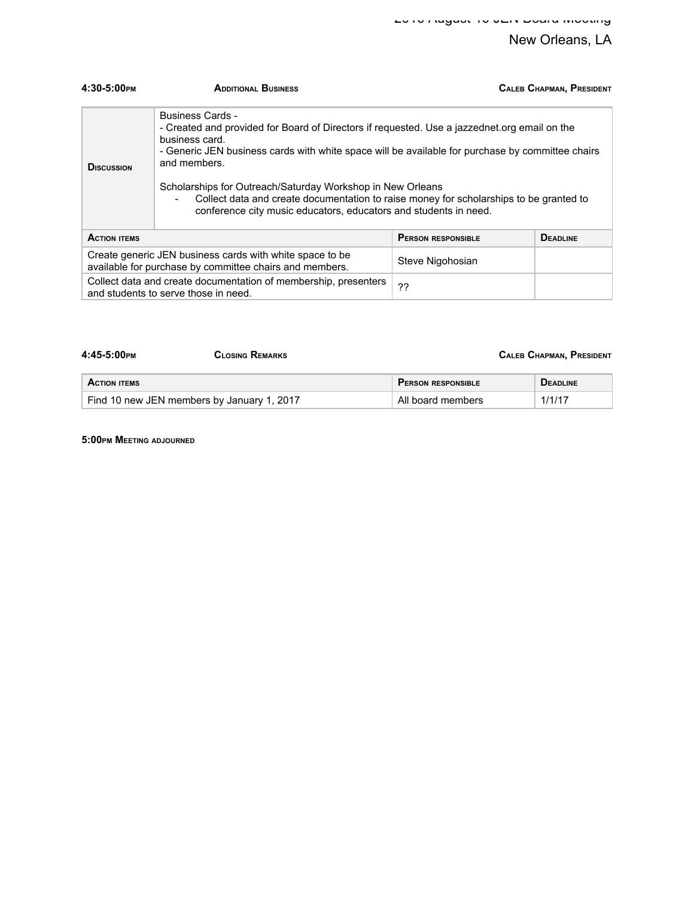**4:30-5:00PM** **ADDITIONAL BUSINESS** **CALEB CHAPMAN, PRESIDENT**

| | |
|---|---|
| **DISCUSSION** | Business Cards -<br>- Created and provided for Board of Directors if requested. Use a jazzednet.org email on the business card.<br>- Generic JEN business cards with white space will be available for purchase by committee chairs and members.<br><br>Scholarships for Outreach/Saturday Workshop in New Orleans<br>- Collect data and create documentation to raise money for scholarships to be granted to conference city music educators, educators and students in need. |

| **ACTION ITEMS** | **PERSON RESPONSIBLE** | **DEADLINE** |
|---|---|---|
| Create generic JEN business cards with white space to be available for purchase by committee chairs and members. | Steve Nigohosian | |
| Collect data and create documentation of membership, presenters and students to serve those in need. | ?? | |

**4:45-5:00PM** **CLOSING REMARKS** **CALEB CHAPMAN, PRESIDENT**

| **ACTION ITEMS** | **PERSON RESPONSIBLE** | **DEADLINE** |
|---|---|---|
| Find 10 new JEN members by January 1, 2017 | All board members | 1/1/17 |

**5:00PM MEETING ADJOURNED**